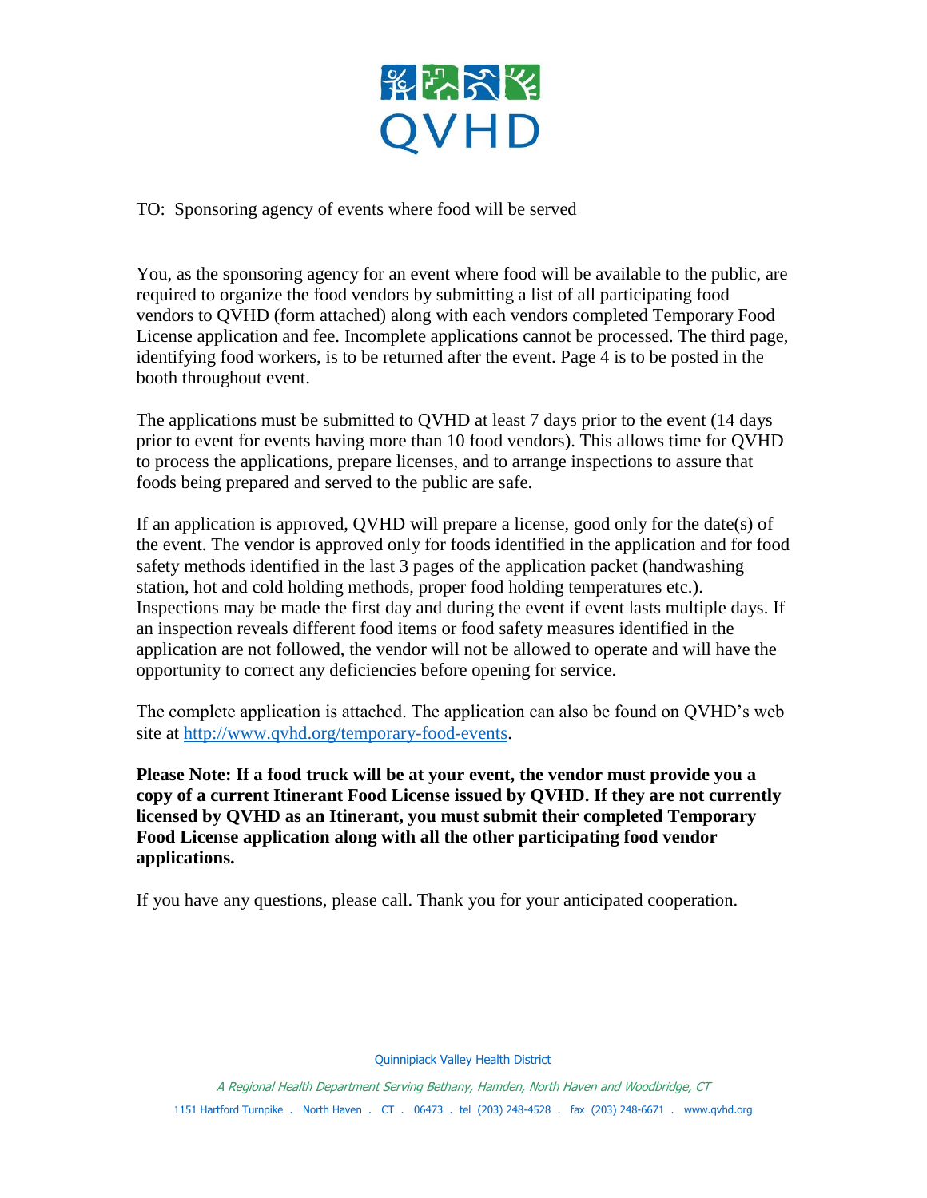QVHD

TO: Sponsoring agency of events where food will be served

You, as the sponsoring agency for an event where food will be available to the public, are required to organize the food vendors by submitting a list of all participating food vendors to QVHD (form attached) along with each vendors completed Temporary Food License application and fee. Incomplete applications cannot be processed. The third page, identifying food workers, is to be returned after the event. Page 4 is to be posted in the booth throughout event.

The applications must be submitted to QVHD at least 7 days prior to the event (14 days prior to event for events having more than 10 food vendors). This allows time for QVHD to process the applications, prepare licenses, and to arrange inspections to assure that foods being prepared and served to the public are safe.

If an application is approved, QVHD will prepare a license, good only for the date(s) of the event. The vendor is approved only for foods identified in the application and for food safety methods identified in the last 3 pages of the application packet (handwashing station, hot and cold holding methods, proper food holding temperatures etc.). Inspections may be made the first day and during the event if event lasts multiple days. If an inspection reveals different food items or food safety measures identified in the application are not followed, the vendor will not be allowed to operate and will have the opportunity to correct any deficiencies before opening for service.

The complete application is attached. The application can also be found on QVHD's web site at http://www.qvhd.org/temporary-food-events.

**Please Note: If a food truck will be at your event, the vendor must provide you a copy of a current Itinerant Food License issued by QVHD. If they are not currently licensed by QVHD as an Itinerant, you must submit their completed Temporary Food License application along with all the other participating food vendor applications.**

If you have any questions, please call. Thank you for your anticipated cooperation.

Quinnipiack Valley Health District

*A Regional Health Department Serving Bethany, Hamden, North Haven and Woodbridge, CT*

1151 Hartford Turnpike . North Haven . CT . 06473 . tel (203) 248-4528 . fax (203) 248-6671 . www.qvhd.org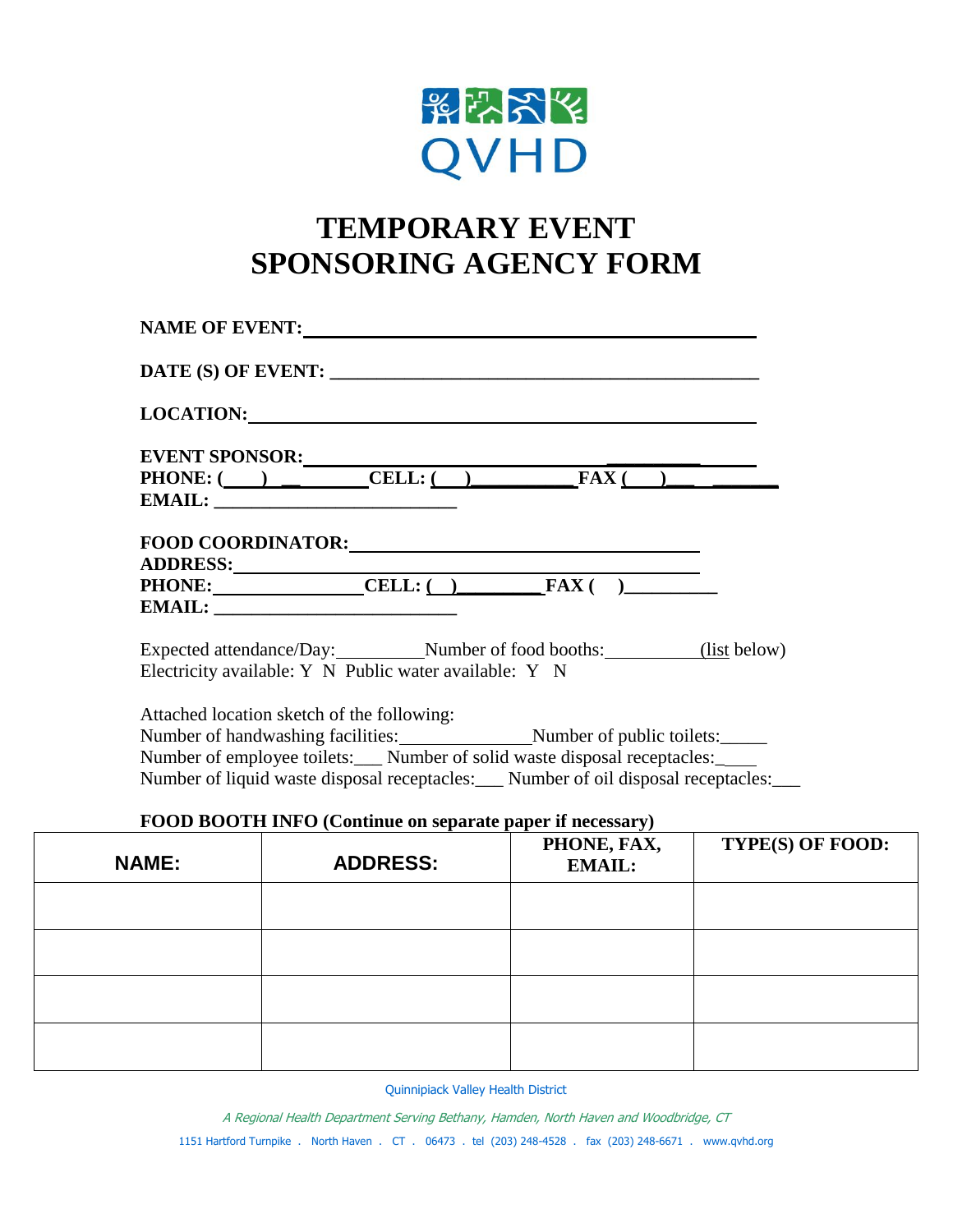QVHD

# TEMPORARY EVENT SPONSORING AGENCY FORM

**NAME OF EVENT:** ______________________________________________

**DATE (S) OF EVENT:** ______________________________________________

**LOCATION:** ______________________________________________

**EVENT SPONSOR:** ______________________________________________
**PHONE: ( ) ________ CELL: ( ) __________ FAX ( ) ________**
**EMAIL:** __________________________

**FOOD COORDINATOR:** ____________________________________
**ADDRESS:** ____________________________________
**PHONE:** ______________ **CELL: ( ) ________ FAX ( ) __________**
**EMAIL:** __________________________

Expected attendance/Day:_________Number of food booths:__________(list below)
Electricity available: Y N Public water available: Y N

Attached location sketch of the following:
Number of handwashing facilities:______________Number of public toilets:_____
Number of employee toilets:___ Number of solid waste disposal receptacles:____
Number of liquid waste disposal receptacles:___ Number of oil disposal receptacles:___

**FOOD BOOTH INFO (Continue on separate paper if necessary)**

| NAME: | ADDRESS: | PHONE, FAX, EMAIL: | TYPE(S) OF FOOD: |
|---|---|---|---|
| | | | |
| | | | |
| | | | |
| | | | |

Quinnipiack Valley Health District

*A Regional Health Department Serving Bethany, Hamden, North Haven and Woodbridge, CT*

1151 Hartford Turnpike . North Haven . CT . 06473 . tel (203) 248-4528 . fax (203) 248-6671 . www.qvhd.org